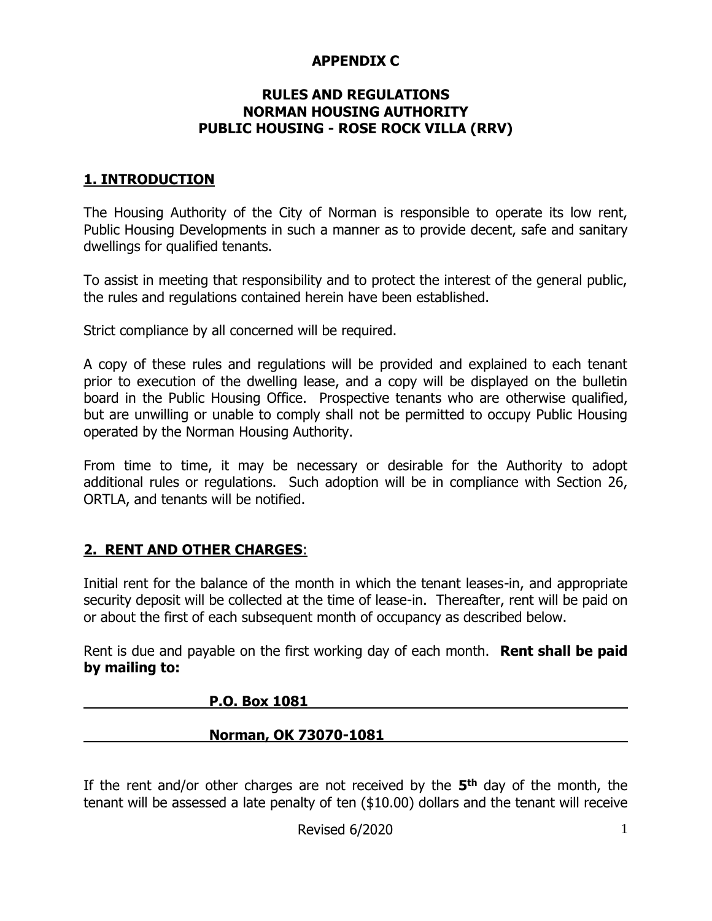**APPENDIX C**

# RULES AND REGULATIONS
# NORMAN HOUSING AUTHORITY
# PUBLIC HOUSING - ROSE ROCK VILLA (RRV)

## 1. INTRODUCTION

The Housing Authority of the City of Norman is responsible to operate its low rent, Public Housing Developments in such a manner as to provide decent, safe and sanitary dwellings for qualified tenants.

To assist in meeting that responsibility and to protect the interest of the general public, the rules and regulations contained herein have been established.

Strict compliance by all concerned will be required.

A copy of these rules and regulations will be provided and explained to each tenant prior to execution of the dwelling lease, and a copy will be displayed on the bulletin board in the Public Housing Office. Prospective tenants who are otherwise qualified, but are unwilling or unable to comply shall not be permitted to occupy Public Housing operated by the Norman Housing Authority.

From time to time, it may be necessary or desirable for the Authority to adopt additional rules or regulations. Such adoption will be in compliance with Section 26, ORTLA, and tenants will be notified.

## 2. RENT AND OTHER CHARGES:

Initial rent for the balance of the month in which the tenant leases-in, and appropriate security deposit will be collected at the time of lease-in. Thereafter, rent will be paid on or about the first of each subsequent month of occupancy as described below.

Rent is due and payable on the first working day of each month. **Rent shall be paid by mailing to:**

**P.O. Box 1081**

**Norman, OK 73070-1081**

If the rent and/or other charges are not received by the **5th** day of the month, the tenant will be assessed a late penalty of ten ($10.00) dollars and the tenant will receive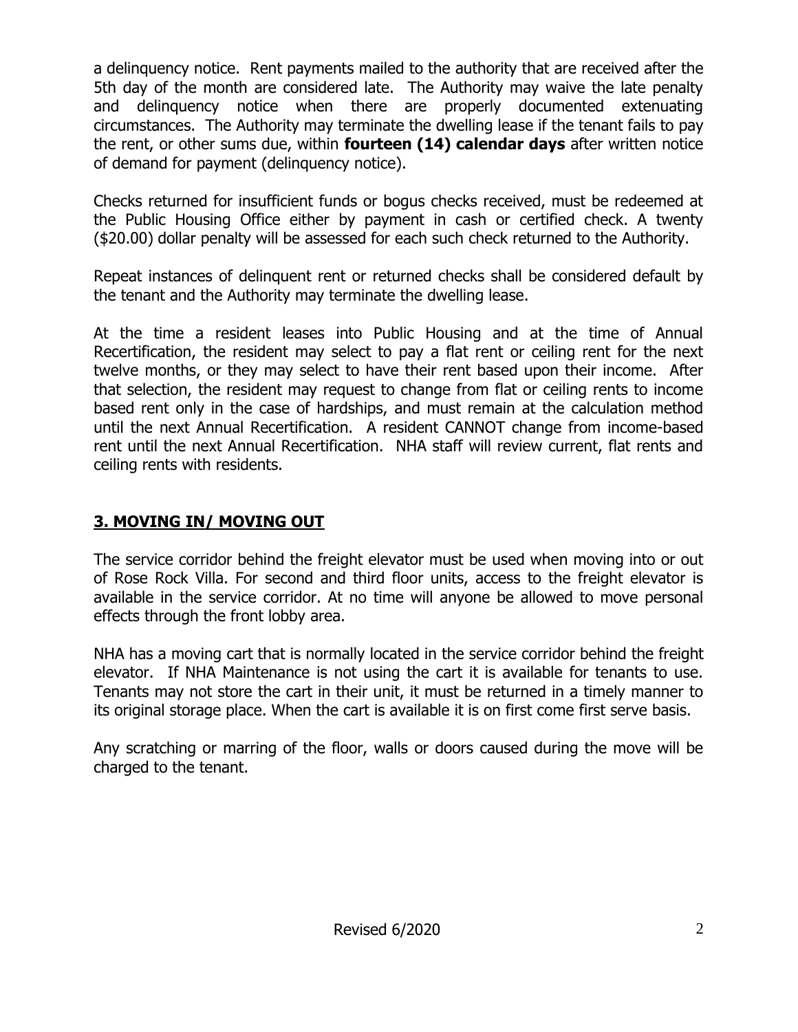a delinquency notice. Rent payments mailed to the authority that are received after the 5th day of the month are considered late. The Authority may waive the late penalty and delinquency notice when there are properly documented extenuating circumstances. The Authority may terminate the dwelling lease if the tenant fails to pay the rent, or other sums due, within **fourteen (14) calendar days** after written notice of demand for payment (delinquency notice).

Checks returned for insufficient funds or bogus checks received, must be redeemed at the Public Housing Office either by payment in cash or certified check. A twenty ($20.00) dollar penalty will be assessed for each such check returned to the Authority.

Repeat instances of delinquent rent or returned checks shall be considered default by the tenant and the Authority may terminate the dwelling lease.

At the time a resident leases into Public Housing and at the time of Annual Recertification, the resident may select to pay a flat rent or ceiling rent for the next twelve months, or they may select to have their rent based upon their income. After that selection, the resident may request to change from flat or ceiling rents to income based rent only in the case of hardships, and must remain at the calculation method until the next Annual Recertification. A resident CANNOT change from income-based rent until the next Annual Recertification. NHA staff will review current, flat rents and ceiling rents with residents.

## 3. MOVING IN/ MOVING OUT

The service corridor behind the freight elevator must be used when moving into or out of Rose Rock Villa. For second and third floor units, access to the freight elevator is available in the service corridor. At no time will anyone be allowed to move personal effects through the front lobby area.

NHA has a moving cart that is normally located in the service corridor behind the freight elevator. If NHA Maintenance is not using the cart it is available for tenants to use. Tenants may not store the cart in their unit, it must be returned in a timely manner to its original storage place. When the cart is available it is on first come first serve basis.

Any scratching or marring of the floor, walls or doors caused during the move will be charged to the tenant.

Revised 6/2020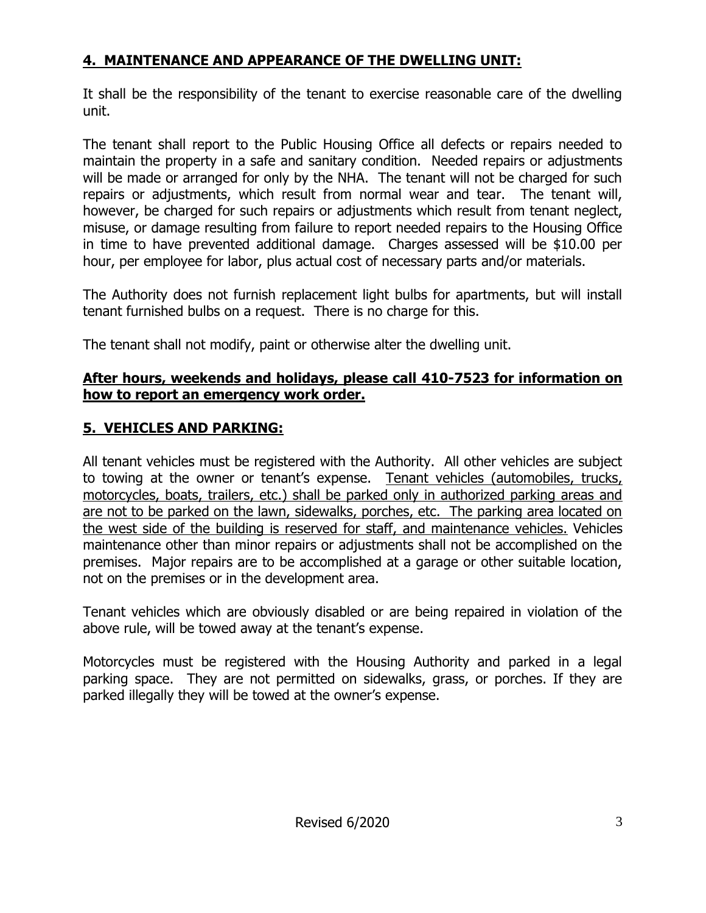## 4. MAINTENANCE AND APPEARANCE OF THE DWELLING UNIT:

It shall be the responsibility of the tenant to exercise reasonable care of the dwelling unit.

The tenant shall report to the Public Housing Office all defects or repairs needed to maintain the property in a safe and sanitary condition. Needed repairs or adjustments will be made or arranged for only by the NHA. The tenant will not be charged for such repairs or adjustments, which result from normal wear and tear. The tenant will, however, be charged for such repairs or adjustments which result from tenant neglect, misuse, or damage resulting from failure to report needed repairs to the Housing Office in time to have prevented additional damage. Charges assessed will be $10.00 per hour, per employee for labor, plus actual cost of necessary parts and/or materials.

The Authority does not furnish replacement light bulbs for apartments, but will install tenant furnished bulbs on a request. There is no charge for this.

The tenant shall not modify, paint or otherwise alter the dwelling unit.

**After hours, weekends and holidays, please call 410-7523 for information on how to report an emergency work order.**

## 5. VEHICLES AND PARKING:

All tenant vehicles must be registered with the Authority. All other vehicles are subject to towing at the owner or tenant's expense. Tenant vehicles (automobiles, trucks, motorcycles, boats, trailers, etc.) shall be parked only in authorized parking areas and are not to be parked on the lawn, sidewalks, porches, etc. The parking area located on the west side of the building is reserved for staff, and maintenance vehicles. Vehicles maintenance other than minor repairs or adjustments shall not be accomplished on the premises. Major repairs are to be accomplished at a garage or other suitable location, not on the premises or in the development area.

Tenant vehicles which are obviously disabled or are being repaired in violation of the above rule, will be towed away at the tenant's expense.

Motorcycles must be registered with the Housing Authority and parked in a legal parking space. They are not permitted on sidewalks, grass, or porches. If they are parked illegally they will be towed at the owner's expense.

Revised 6/2020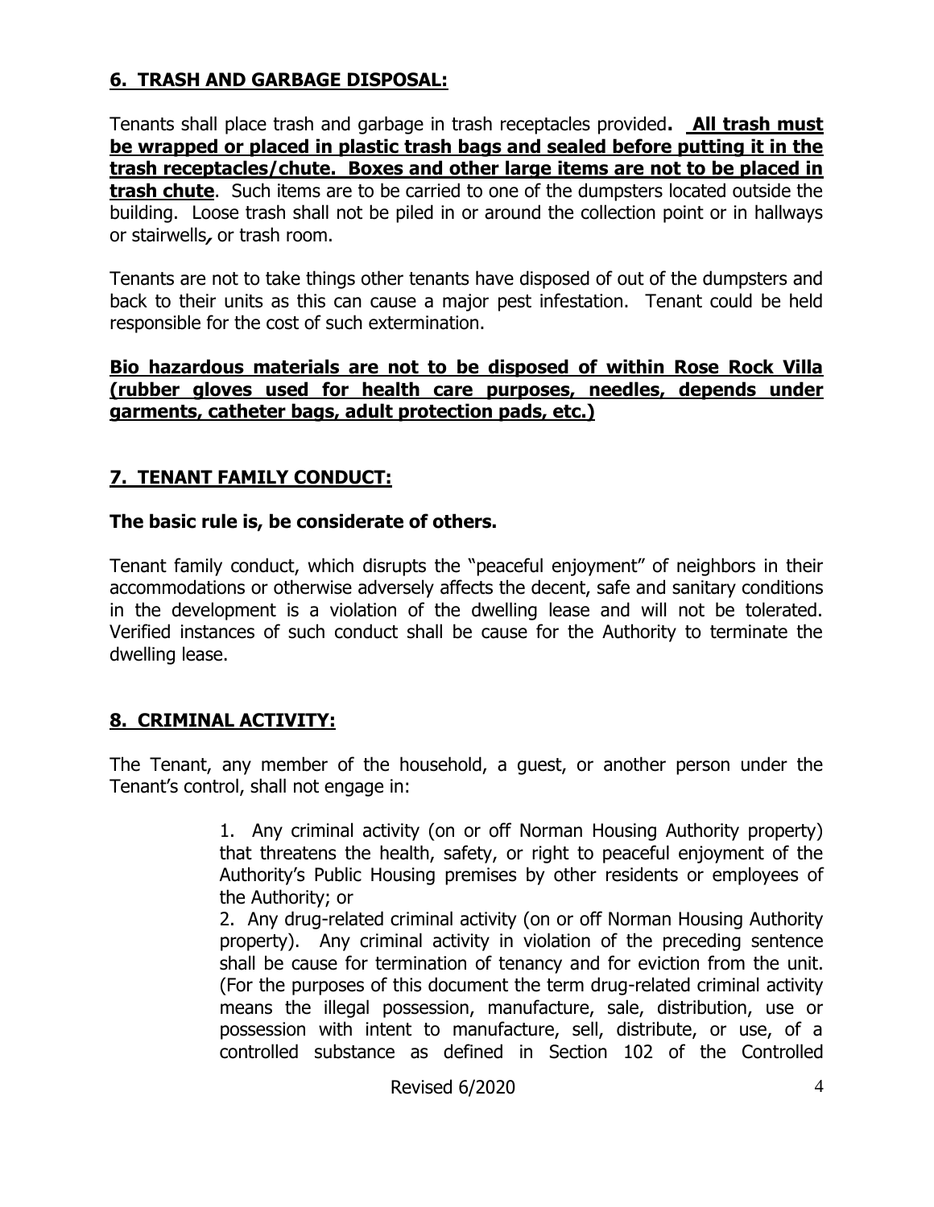## 6. TRASH AND GARBAGE DISPOSAL:

Tenants shall place trash and garbage in trash receptacles provided**. All trash must be wrapped or placed in plastic trash bags and sealed before putting it in the trash receptacles/chute. Boxes and other large items are not to be placed in trash chute**. Such items are to be carried to one of the dumpsters located outside the building. Loose trash shall not be piled in or around the collection point or in hallways or stairwells, or trash room.

Tenants are not to take things other tenants have disposed of out of the dumpsters and back to their units as this can cause a major pest infestation. Tenant could be held responsible for the cost of such extermination.

**Bio hazardous materials are not to be disposed of within Rose Rock Villa (rubber gloves used for health care purposes, needles, depends under garments, catheter bags, adult protection pads, etc.)**

## 7. TENANT FAMILY CONDUCT:

**The basic rule is, be considerate of others.**

Tenant family conduct, which disrupts the "peaceful enjoyment" of neighbors in their accommodations or otherwise adversely affects the decent, safe and sanitary conditions in the development is a violation of the dwelling lease and will not be tolerated. Verified instances of such conduct shall be cause for the Authority to terminate the dwelling lease.

## 8. CRIMINAL ACTIVITY:

The Tenant, any member of the household, a guest, or another person under the Tenant's control, shall not engage in:

1. Any criminal activity (on or off Norman Housing Authority property) that threatens the health, safety, or right to peaceful enjoyment of the Authority's Public Housing premises by other residents or employees of the Authority; or
2. Any drug-related criminal activity (on or off Norman Housing Authority property). Any criminal activity in violation of the preceding sentence shall be cause for termination of tenancy and for eviction from the unit. (For the purposes of this document the term drug-related criminal activity means the illegal possession, manufacture, sale, distribution, use or possession with intent to manufacture, sell, distribute, or use, of a controlled substance as defined in Section 102 of the Controlled

Revised 6/2020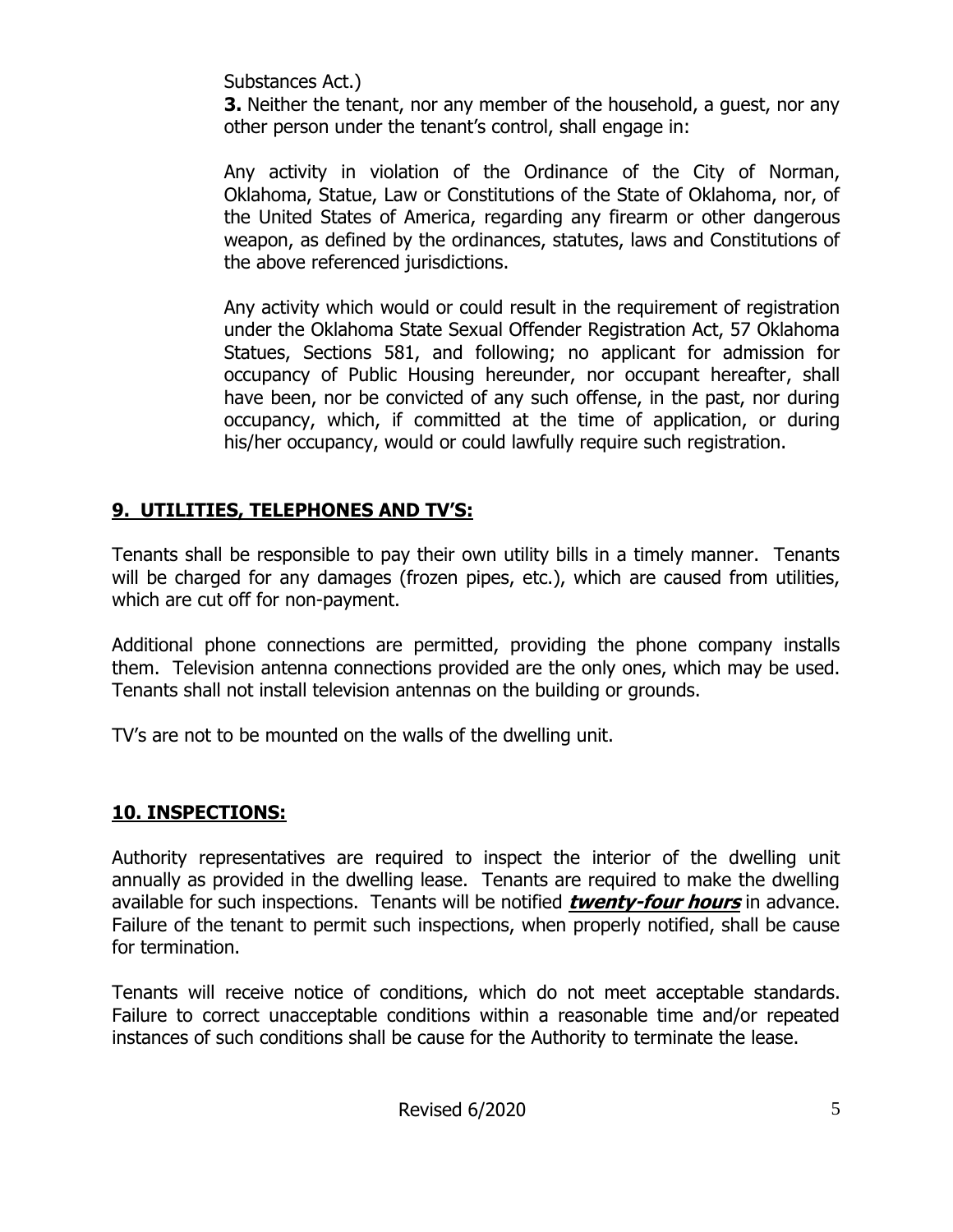Substances Act.)

**3.** Neither the tenant, nor any member of the household, a guest, nor any other person under the tenant's control, shall engage in:

Any activity in violation of the Ordinance of the City of Norman, Oklahoma, Statue, Law or Constitutions of the State of Oklahoma, nor, of the United States of America, regarding any firearm or other dangerous weapon, as defined by the ordinances, statutes, laws and Constitutions of the above referenced jurisdictions.

Any activity which would or could result in the requirement of registration under the Oklahoma State Sexual Offender Registration Act, 57 Oklahoma Statues, Sections 581, and following; no applicant for admission for occupancy of Public Housing hereunder, nor occupant hereafter, shall have been, nor be convicted of any such offense, in the past, nor during occupancy, which, if committed at the time of application, or during his/her occupancy, would or could lawfully require such registration.

## 9. UTILITIES, TELEPHONES AND TV'S:

Tenants shall be responsible to pay their own utility bills in a timely manner. Tenants will be charged for any damages (frozen pipes, etc.), which are caused from utilities, which are cut off for non-payment.

Additional phone connections are permitted, providing the phone company installs them. Television antenna connections provided are the only ones, which may be used. Tenants shall not install television antennas on the building or grounds.

TV's are not to be mounted on the walls of the dwelling unit.

## 10. INSPECTIONS:

Authority representatives are required to inspect the interior of the dwelling unit annually as provided in the dwelling lease. Tenants are required to make the dwelling available for such inspections. Tenants will be notified ***twenty-four hours*** in advance. Failure of the tenant to permit such inspections, when properly notified, shall be cause for termination.

Tenants will receive notice of conditions, which do not meet acceptable standards. Failure to correct unacceptable conditions within a reasonable time and/or repeated instances of such conditions shall be cause for the Authority to terminate the lease.

Revised 6/2020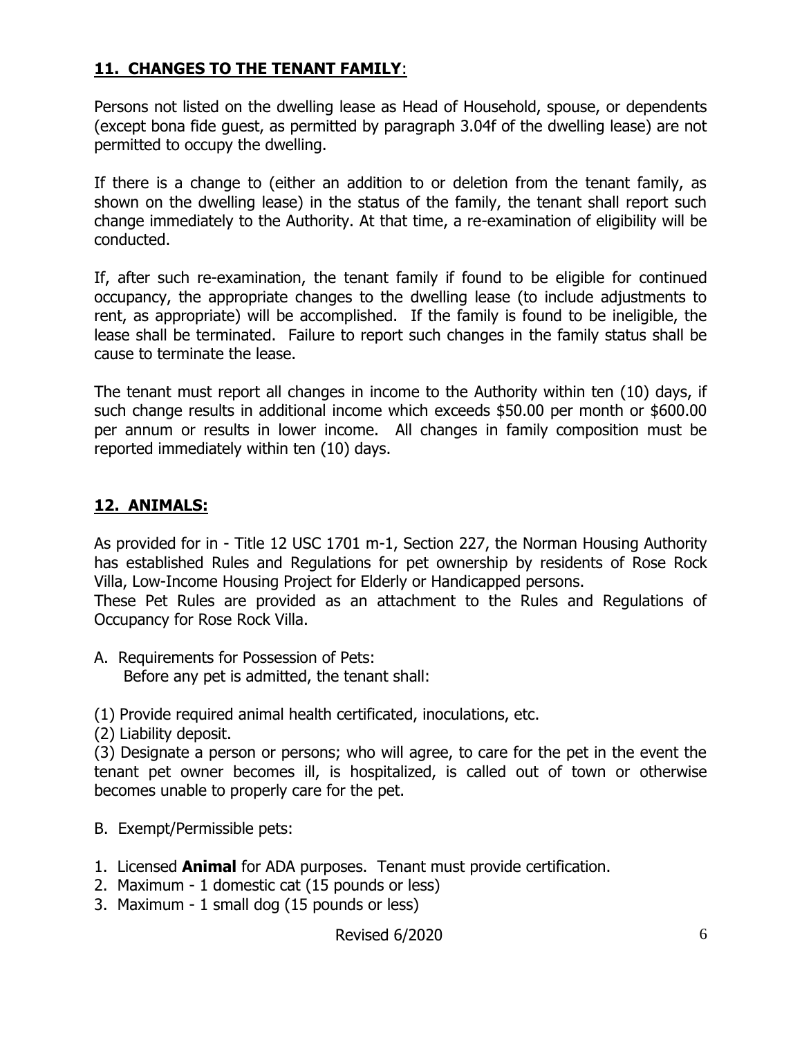## **11. CHANGES TO THE TENANT FAMILY**:

Persons not listed on the dwelling lease as Head of Household, spouse, or dependents (except bona fide guest, as permitted by paragraph 3.04f of the dwelling lease) are not permitted to occupy the dwelling.

If there is a change to (either an addition to or deletion from the tenant family, as shown on the dwelling lease) in the status of the family, the tenant shall report such change immediately to the Authority. At that time, a re-examination of eligibility will be conducted.

If, after such re-examination, the tenant family if found to be eligible for continued occupancy, the appropriate changes to the dwelling lease (to include adjustments to rent, as appropriate) will be accomplished. If the family is found to be ineligible, the lease shall be terminated. Failure to report such changes in the family status shall be cause to terminate the lease.

The tenant must report all changes in income to the Authority within ten (10) days, if such change results in additional income which exceeds $50.00 per month or $600.00 per annum or results in lower income. All changes in family composition must be reported immediately within ten (10) days.

## **12. ANIMALS:**

As provided for in - Title 12 USC 1701 m-1, Section 227, the Norman Housing Authority has established Rules and Regulations for pet ownership by residents of Rose Rock Villa, Low-Income Housing Project for Elderly or Handicapped persons.
These Pet Rules are provided as an attachment to the Rules and Regulations of Occupancy for Rose Rock Villa.

A. Requirements for Possession of Pets:
   Before any pet is admitted, the tenant shall:

(1) Provide required animal health certificated, inoculations, etc.
(2) Liability deposit.
(3) Designate a person or persons; who will agree, to care for the pet in the event the tenant pet owner becomes ill, is hospitalized, is called out of town or otherwise becomes unable to properly care for the pet.

B. Exempt/Permissible pets:

1. Licensed **Animal** for ADA purposes. Tenant must provide certification.
2. Maximum - 1 domestic cat (15 pounds or less)
3. Maximum - 1 small dog (15 pounds or less)

Revised 6/2020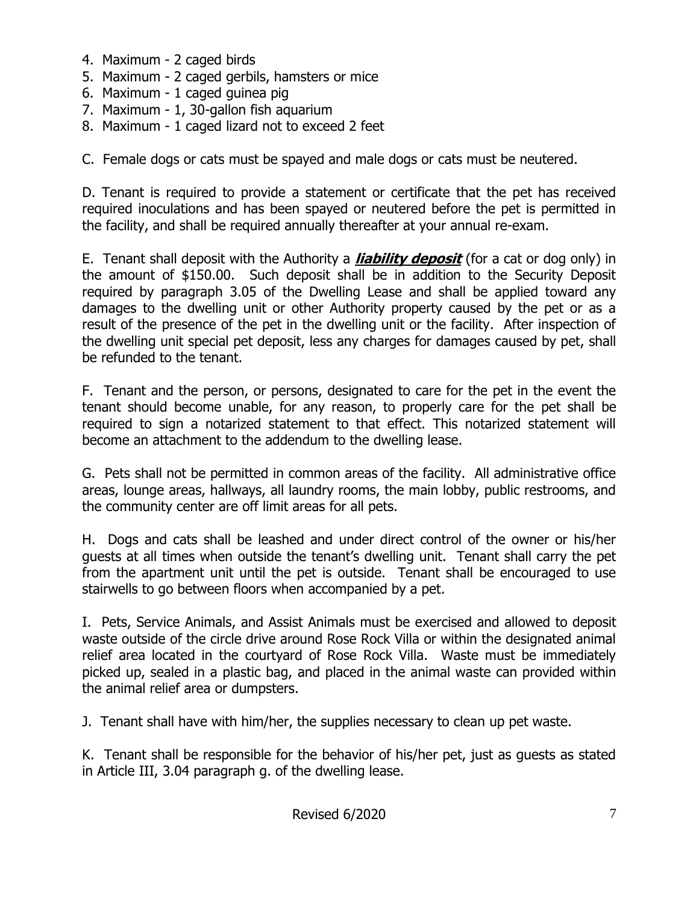4. Maximum - 2 caged birds
5. Maximum - 2 caged gerbils, hamsters or mice
6. Maximum - 1 caged guinea pig
7. Maximum - 1, 30-gallon fish aquarium
8. Maximum - 1 caged lizard not to exceed 2 feet

C. Female dogs or cats must be spayed and male dogs or cats must be neutered.

D. Tenant is required to provide a statement or certificate that the pet has received required inoculations and has been spayed or neutered before the pet is permitted in the facility, and shall be required annually thereafter at your annual re-exam.

E. Tenant shall deposit with the Authority a ***liability deposit*** (for a cat or dog only) in the amount of $150.00. Such deposit shall be in addition to the Security Deposit required by paragraph 3.05 of the Dwelling Lease and shall be applied toward any damages to the dwelling unit or other Authority property caused by the pet or as a result of the presence of the pet in the dwelling unit or the facility. After inspection of the dwelling unit special pet deposit, less any charges for damages caused by pet, shall be refunded to the tenant.

F. Tenant and the person, or persons, designated to care for the pet in the event the tenant should become unable, for any reason, to properly care for the pet shall be required to sign a notarized statement to that effect. This notarized statement will become an attachment to the addendum to the dwelling lease.

G. Pets shall not be permitted in common areas of the facility. All administrative office areas, lounge areas, hallways, all laundry rooms, the main lobby, public restrooms, and the community center are off limit areas for all pets.

H. Dogs and cats shall be leashed and under direct control of the owner or his/her guests at all times when outside the tenant's dwelling unit. Tenant shall carry the pet from the apartment unit until the pet is outside. Tenant shall be encouraged to use stairwells to go between floors when accompanied by a pet.

I. Pets, Service Animals, and Assist Animals must be exercised and allowed to deposit waste outside of the circle drive around Rose Rock Villa or within the designated animal relief area located in the courtyard of Rose Rock Villa. Waste must be immediately picked up, sealed in a plastic bag, and placed in the animal waste can provided within the animal relief area or dumpsters.

J. Tenant shall have with him/her, the supplies necessary to clean up pet waste.

K. Tenant shall be responsible for the behavior of his/her pet, just as guests as stated in Article III, 3.04 paragraph g. of the dwelling lease.

Revised 6/2020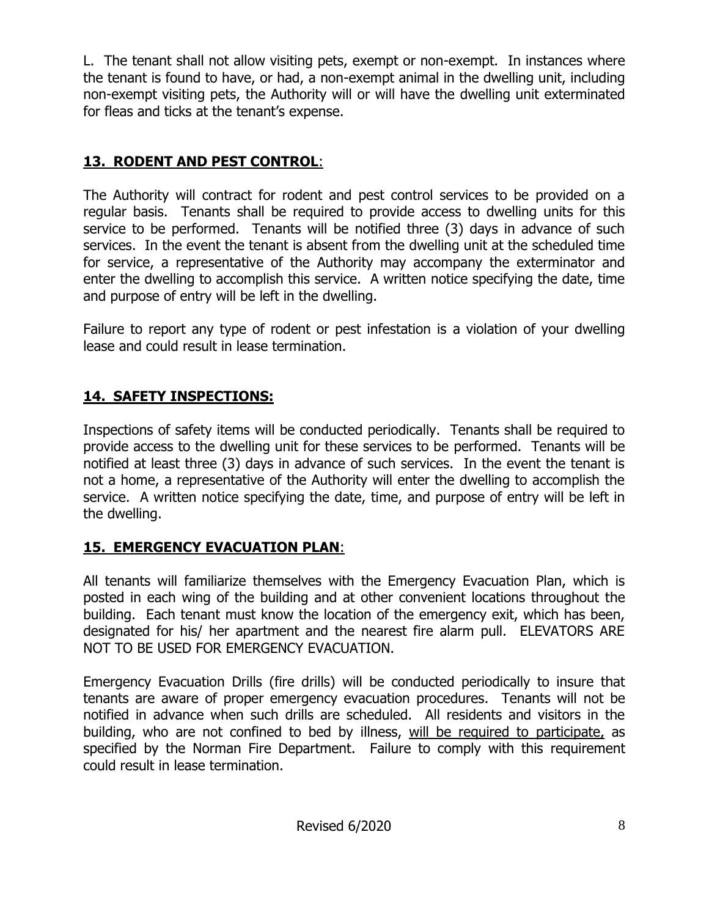L. The tenant shall not allow visiting pets, exempt or non-exempt. In instances where the tenant is found to have, or had, a non-exempt animal in the dwelling unit, including non-exempt visiting pets, the Authority will or will have the dwelling unit exterminated for fleas and ticks at the tenant's expense.

## **13. RODENT AND PEST CONTROL**:

The Authority will contract for rodent and pest control services to be provided on a regular basis. Tenants shall be required to provide access to dwelling units for this service to be performed. Tenants will be notified three (3) days in advance of such services. In the event the tenant is absent from the dwelling unit at the scheduled time for service, a representative of the Authority may accompany the exterminator and enter the dwelling to accomplish this service. A written notice specifying the date, time and purpose of entry will be left in the dwelling.

Failure to report any type of rodent or pest infestation is a violation of your dwelling lease and could result in lease termination.

## **14. SAFETY INSPECTIONS:**

Inspections of safety items will be conducted periodically. Tenants shall be required to provide access to the dwelling unit for these services to be performed. Tenants will be notified at least three (3) days in advance of such services. In the event the tenant is not a home, a representative of the Authority will enter the dwelling to accomplish the service. A written notice specifying the date, time, and purpose of entry will be left in the dwelling.

## **15. EMERGENCY EVACUATION PLAN**:

All tenants will familiarize themselves with the Emergency Evacuation Plan, which is posted in each wing of the building and at other convenient locations throughout the building. Each tenant must know the location of the emergency exit, which has been, designated for his/ her apartment and the nearest fire alarm pull. ELEVATORS ARE NOT TO BE USED FOR EMERGENCY EVACUATION.

Emergency Evacuation Drills (fire drills) will be conducted periodically to insure that tenants are aware of proper emergency evacuation procedures. Tenants will not be notified in advance when such drills are scheduled. All residents and visitors in the building, who are not confined to bed by illness, <u>will be required to participate,</u> as specified by the Norman Fire Department. Failure to comply with this requirement could result in lease termination.

Revised 6/2020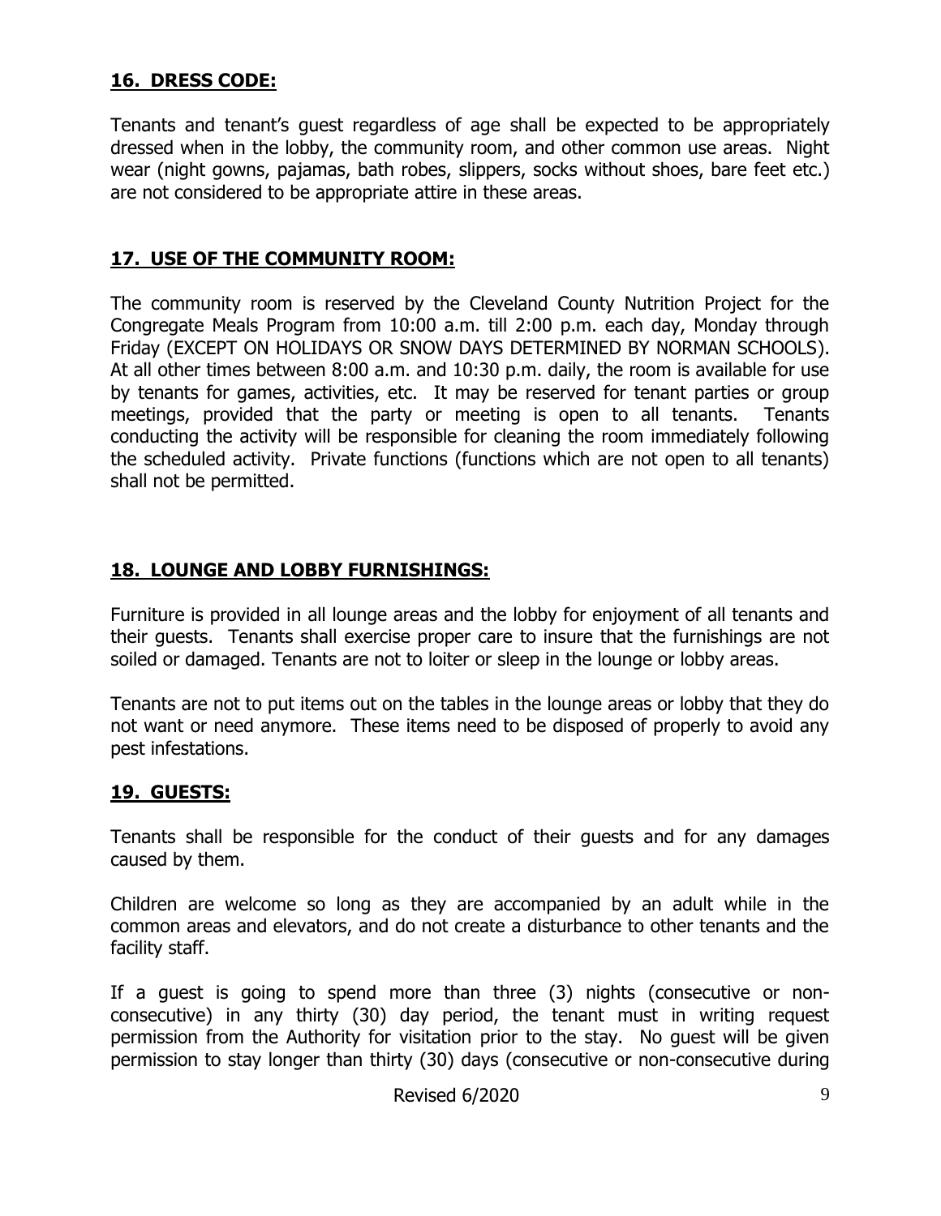## 16. DRESS CODE:

Tenants and tenant's guest regardless of age shall be expected to be appropriately dressed when in the lobby, the community room, and other common use areas. Night wear (night gowns, pajamas, bath robes, slippers, socks without shoes, bare feet etc.) are not considered to be appropriate attire in these areas.

## 17. USE OF THE COMMUNITY ROOM:

The community room is reserved by the Cleveland County Nutrition Project for the Congregate Meals Program from 10:00 a.m. till 2:00 p.m. each day, Monday through Friday (EXCEPT ON HOLIDAYS OR SNOW DAYS DETERMINED BY NORMAN SCHOOLS). At all other times between 8:00 a.m. and 10:30 p.m. daily, the room is available for use by tenants for games, activities, etc. It may be reserved for tenant parties or group meetings, provided that the party or meeting is open to all tenants. Tenants conducting the activity will be responsible for cleaning the room immediately following the scheduled activity. Private functions (functions which are not open to all tenants) shall not be permitted.

## 18. LOUNGE AND LOBBY FURNISHINGS:

Furniture is provided in all lounge areas and the lobby for enjoyment of all tenants and their guests. Tenants shall exercise proper care to insure that the furnishings are not soiled or damaged. Tenants are not to loiter or sleep in the lounge or lobby areas.

Tenants are not to put items out on the tables in the lounge areas or lobby that they do not want or need anymore. These items need to be disposed of properly to avoid any pest infestations.

## 19. GUESTS:

Tenants shall be responsible for the conduct of their guests and for any damages caused by them.

Children are welcome so long as they are accompanied by an adult while in the common areas and elevators, and do not create a disturbance to other tenants and the facility staff.

If a guest is going to spend more than three (3) nights (consecutive or non-consecutive) in any thirty (30) day period, the tenant must in writing request permission from the Authority for visitation prior to the stay. No guest will be given permission to stay longer than thirty (30) days (consecutive or non-consecutive during

Revised 6/2020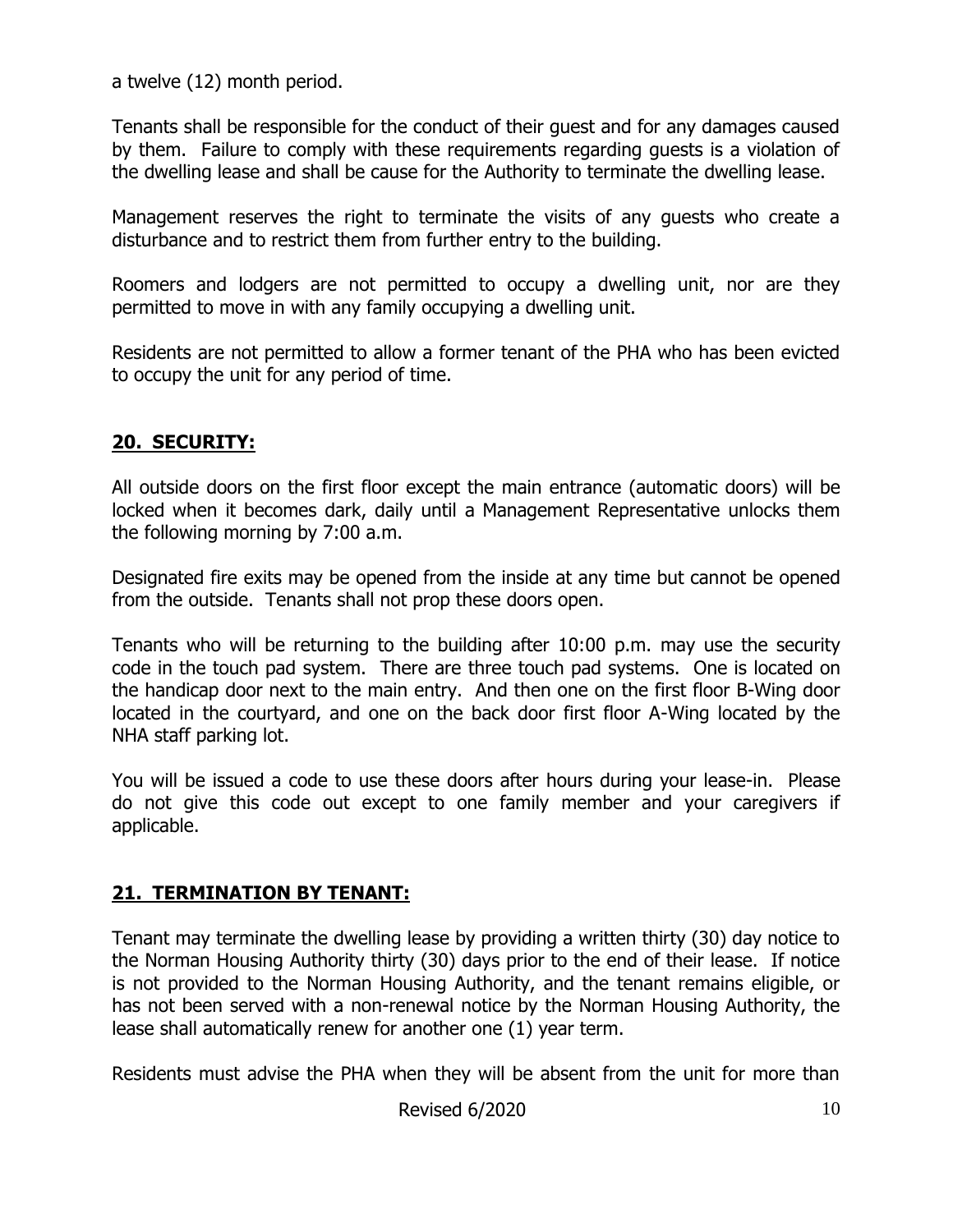a twelve (12) month period.

Tenants shall be responsible for the conduct of their guest and for any damages caused by them. Failure to comply with these requirements regarding guests is a violation of the dwelling lease and shall be cause for the Authority to terminate the dwelling lease.

Management reserves the right to terminate the visits of any guests who create a disturbance and to restrict them from further entry to the building.

Roomers and lodgers are not permitted to occupy a dwelling unit, nor are they permitted to move in with any family occupying a dwelling unit.

Residents are not permitted to allow a former tenant of the PHA who has been evicted to occupy the unit for any period of time.

## **20. SECURITY:**

All outside doors on the first floor except the main entrance (automatic doors) will be locked when it becomes dark, daily until a Management Representative unlocks them the following morning by 7:00 a.m.

Designated fire exits may be opened from the inside at any time but cannot be opened from the outside. Tenants shall not prop these doors open.

Tenants who will be returning to the building after 10:00 p.m. may use the security code in the touch pad system. There are three touch pad systems. One is located on the handicap door next to the main entry. And then one on the first floor B-Wing door located in the courtyard, and one on the back door first floor A-Wing located by the NHA staff parking lot.

You will be issued a code to use these doors after hours during your lease-in. Please do not give this code out except to one family member and your caregivers if applicable.

## **21. TERMINATION BY TENANT:**

Tenant may terminate the dwelling lease by providing a written thirty (30) day notice to the Norman Housing Authority thirty (30) days prior to the end of their lease. If notice is not provided to the Norman Housing Authority, and the tenant remains eligible, or has not been served with a non-renewal notice by the Norman Housing Authority, the lease shall automatically renew for another one (1) year term.

Residents must advise the PHA when they will be absent from the unit for more than

Revised 6/2020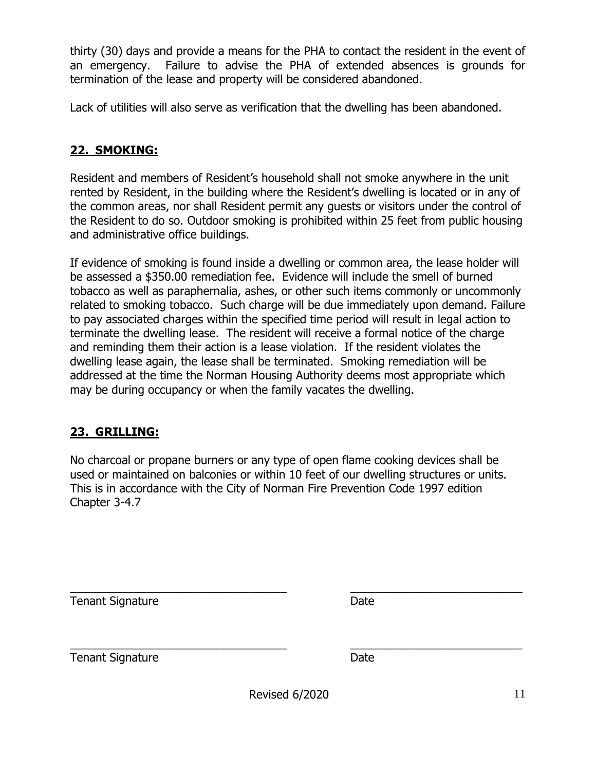thirty (30) days and provide a means for the PHA to contact the resident in the event of an emergency. Failure to advise the PHA of extended absences is grounds for termination of the lease and property will be considered abandoned.

Lack of utilities will also serve as verification that the dwelling has been abandoned.

## 22. SMOKING:

Resident and members of Resident's household shall not smoke anywhere in the unit rented by Resident, in the building where the Resident's dwelling is located or in any of the common areas, nor shall Resident permit any guests or visitors under the control of the Resident to do so. Outdoor smoking is prohibited within 25 feet from public housing and administrative office buildings.

If evidence of smoking is found inside a dwelling or common area, the lease holder will be assessed a $350.00 remediation fee. Evidence will include the smell of burned tobacco as well as paraphernalia, ashes, or other such items commonly or uncommonly related to smoking tobacco. Such charge will be due immediately upon demand. Failure to pay associated charges within the specified time period will result in legal action to terminate the dwelling lease. The resident will receive a formal notice of the charge and reminding them their action is a lease violation. If the resident violates the dwelling lease again, the lease shall be terminated. Smoking remediation will be addressed at the time the Norman Housing Authority deems most appropriate which may be during occupancy or when the family vacates the dwelling.

## 23. GRILLING:

No charcoal or propane burners or any type of open flame cooking devices shall be used or maintained on balconies or within 10 feet of our dwelling structures or units. This is in accordance with the City of Norman Fire Prevention Code 1997 edition Chapter 3-4.7

\_\_\_\_\_\_\_\_\_\_\_\_\_\_\_\_\_\_\_\_\_\_\_\_\_\_\_\_\_\_\_\_ \_\_\_\_\_\_\_\_\_\_\_\_\_\_\_\_\_\_\_\_\_\_\_\_\_\_

Tenant Signature Date

\_\_\_\_\_\_\_\_\_\_\_\_\_\_\_\_\_\_\_\_\_\_\_\_\_\_\_\_\_\_\_\_ \_\_\_\_\_\_\_\_\_\_\_\_\_\_\_\_\_\_\_\_\_\_\_\_\_\_

Tenant Signature Date

Revised 6/2020